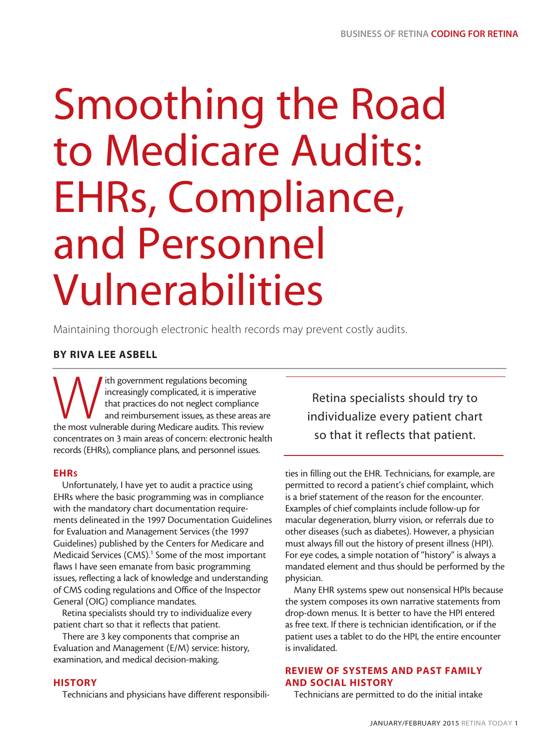# Smoothing the Road to Medicare Audits: EHRs, Compliance, and Personnel Vulnerabilities

Maintaining thorough electronic health records may prevent costly audits.

**BY RIVA LEE ASBELL**

With government regulations becoming increasingly complicated, it is imperative that practices do not neglect compliance and reimbursement issues, as these areas are the most vulnerable during Medicare audits. This review concentrates on 3 main areas of concern: electronic health records (EHRs), compliance plans, and personnel issues.

## EHRs

Unfortunately, I have yet to audit a practice using EHRs where the basic programming was in compliance with the mandatory chart documentation requirements delineated in the 1997 Documentation Guidelines for Evaluation and Management Services (the 1997 Guidelines) published by the Centers for Medicare and Medicaid Services (CMS).[1] Some of the most important flaws I have seen emanate from basic programming issues, reflecting a lack of knowledge and understanding of CMS coding regulations and Office of the Inspector General (OIG) compliance mandates.

Retina specialists should try to individualize every patient chart so that it reflects that patient.

There are 3 key components that comprise an Evaluation and Management (E/M) service: history, examination, and medical decision-making.

> Retina specialists should try to individualize every patient chart so that it reflects that patient.

## HISTORY

Technicians and physicians have different responsibilities in filling out the EHR. Technicians, for example, are permitted to record a patient's chief complaint, which is a brief statement of the reason for the encounter. Examples of chief complaints include follow-up for macular degeneration, blurry vision, or referrals due to other diseases (such as diabetes). However, a physician must always fill out the history of present illness (HPI). For eye codes, a simple notation of "history" is always a mandated element and thus should be performed by the physician.

Many EHR systems spew out nonsensical HPIs because the system composes its own narrative statements from drop-down menus. It is better to have the HPI entered as free text. If there is technician identification, or if the patient uses a tablet to do the HPI, the entire encounter is invalidated.

## REVIEW OF SYSTEMS AND PAST FAMILY AND SOCIAL HISTORY

Technicians are permitted to do the initial intake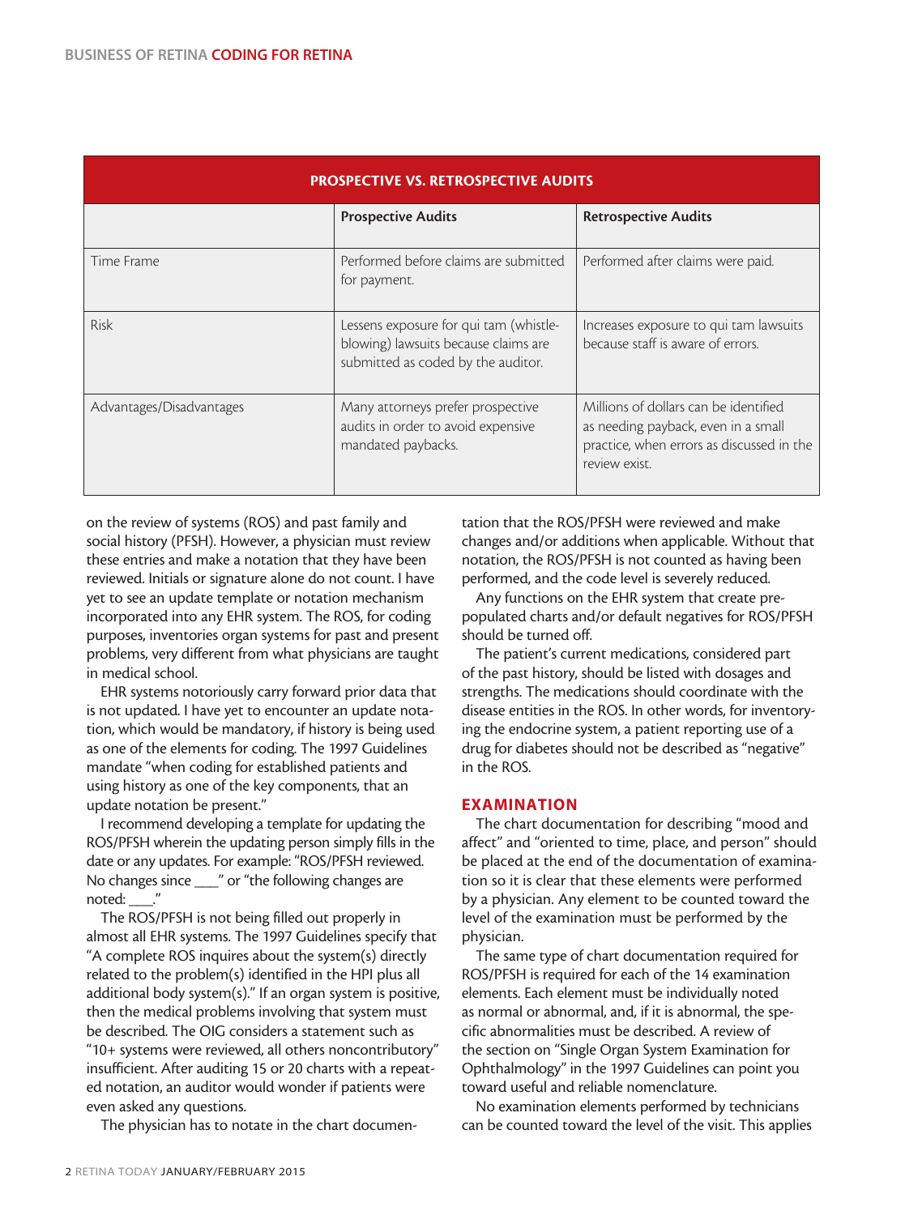| PROSPECTIVE VS. RETROSPECTIVE AUDITS | | |
|---|---|---|
| | **Prospective Audits** | **Retrospective Audits** |
| Time Frame | Performed before claims are submitted for payment. | Performed after claims were paid. |
| Risk | Lessens exposure for qui tam (whistle-blowing) lawsuits because claims are submitted as coded by the auditor. | Increases exposure to qui tam lawsuits because staff is aware of errors. |
| Advantages/Disadvantages | Many attorneys prefer prospective audits in order to avoid expensive mandated paybacks. | Millions of dollars can be identified as needing payback, even in a small practice, when errors as discussed in the review exist. |

on the review of systems (ROS) and past family and social history (PFSH). However, a physician must review these entries and make a notation that they have been reviewed. Initials or signature alone do not count. I have yet to see an update template or notation mechanism incorporated into any EHR system. The ROS, for coding purposes, inventories organ systems for past and present problems, very different from what physicians are taught in medical school.

EHR systems notoriously carry forward prior data that is not updated. I have yet to encounter an update notation, which would be mandatory, if history is being used as one of the elements for coding. The 1997 Guidelines mandate "when coding for established patients and using history as one of the key components, that an update notation be present."

I recommend developing a template for updating the ROS/PFSH wherein the updating person simply fills in the date or any updates. For example: "ROS/PFSH reviewed. No changes since ___" or "the following changes are noted: ___."

The ROS/PFSH is not being filled out properly in almost all EHR systems. The 1997 Guidelines specify that "A complete ROS inquires about the system(s) directly related to the problem(s) identified in the HPI plus all additional body system(s)." If an organ system is positive, then the medical problems involving that system must be described. The OIG considers a statement such as "10+ systems were reviewed, all others noncontributory" insufficient. After auditing 15 or 20 charts with a repeated notation, an auditor would wonder if patients were even asked any questions.

The physician has to notate in the chart documentation that the ROS/PFSH were reviewed and make changes and/or additions when applicable. Without that notation, the ROS/PFSH is not counted as having been performed, and the code level is severely reduced.

Any functions on the EHR system that create pre-populated charts and/or default negatives for ROS/PFSH should be turned off.

The patient's current medications, considered part of the past history, should be listed with dosages and strengths. The medications should coordinate with the disease entities in the ROS. In other words, for inventorying the endocrine system, a patient reporting use of a drug for diabetes should not be described as "negative" in the ROS.

## EXAMINATION

The chart documentation for describing "mood and affect" and "oriented to time, place, and person" should be placed at the end of the documentation of examination so it is clear that these elements were performed by a physician. Any element to be counted toward the level of the examination must be performed by the physician.

The same type of chart documentation required for ROS/PFSH is required for each of the 14 examination elements. Each element must be individually noted as normal or abnormal, and, if it is abnormal, the specific abnormalities must be described. A review of the section on "Single Organ System Examination for Ophthalmology" in the 1997 Guidelines can point you toward useful and reliable nomenclature.

No examination elements performed by technicians can be counted toward the level of the visit. This applies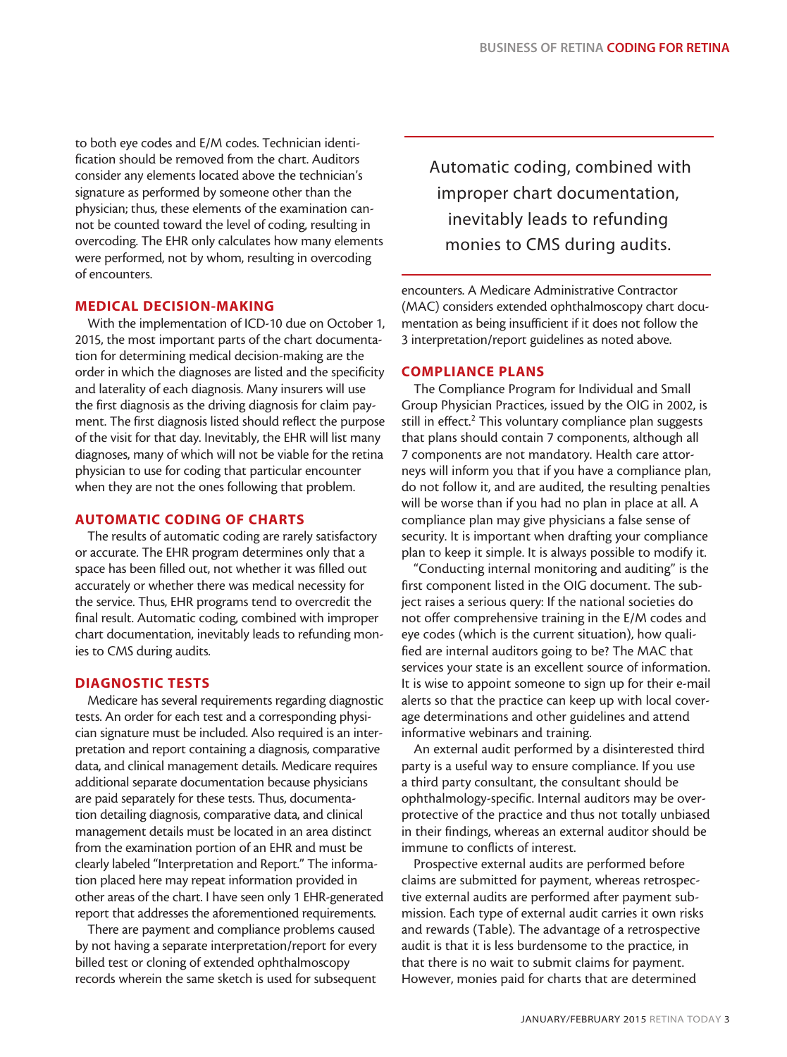to both eye codes and E/M codes. Technician identification should be removed from the chart. Auditors consider any elements located above the technician's signature as performed by someone other than the physician; thus, these elements of the examination cannot be counted toward the level of coding, resulting in overcoding. The EHR only calculates how many elements were performed, not by whom, resulting in overcoding of encounters.

## MEDICAL DECISION-MAKING

With the implementation of ICD-10 due on October 1, 2015, the most important parts of the chart documentation for determining medical decision-making are the order in which the diagnoses are listed and the specificity and laterality of each diagnosis. Many insurers will use the first diagnosis as the driving diagnosis for claim payment. The first diagnosis listed should reflect the purpose of the visit for that day. Inevitably, the EHR will list many diagnoses, many of which will not be viable for the retina physician to use for coding that particular encounter when they are not the ones following that problem.

## AUTOMATIC CODING OF CHARTS

The results of automatic coding are rarely satisfactory or accurate. The EHR program determines only that a space has been filled out, not whether it was filled out accurately or whether there was medical necessity for the service. Thus, EHR programs tend to overcredit the final result. Automatic coding, combined with improper chart documentation, inevitably leads to refunding monies to CMS during audits.

## DIAGNOSTIC TESTS

Medicare has several requirements regarding diagnostic tests. An order for each test and a corresponding physician signature must be included. Also required is an interpretation and report containing a diagnosis, comparative data, and clinical management details. Medicare requires additional separate documentation because physicians are paid separately for these tests. Thus, documentation detailing diagnosis, comparative data, and clinical management details must be located in an area distinct from the examination portion of an EHR and must be clearly labeled "Interpretation and Report." The information placed here may repeat information provided in other areas of the chart. I have seen only 1 EHR-generated report that addresses the aforementioned requirements.

There are payment and compliance problems caused by not having a separate interpretation/report for every billed test or cloning of extended ophthalmoscopy records wherein the same sketch is used for subsequent encounters. A Medicare Administrative Contractor (MAC) considers extended ophthalmoscopy chart documentation as being insufficient if it does not follow the 3 interpretation/report guidelines as noted above.

> Automatic coding, combined with improper chart documentation, inevitably leads to refunding monies to CMS during audits.

## COMPLIANCE PLANS

The Compliance Program for Individual and Small Group Physician Practices, issued by the OIG in 2002, is still in effect.[2] This voluntary compliance plan suggests that plans should contain 7 components, although all 7 components are not mandatory. Health care attorneys will inform you that if you have a compliance plan, do not follow it, and are audited, the resulting penalties will be worse than if you had no plan in place at all. A compliance plan may give physicians a false sense of security. It is important when drafting your compliance plan to keep it simple. It is always possible to modify it.

"Conducting internal monitoring and auditing" is the first component listed in the OIG document. The subject raises a serious query: If the national societies do not offer comprehensive training in the E/M codes and eye codes (which is the current situation), how qualified are internal auditors going to be? The MAC that services your state is an excellent source of information. It is wise to appoint someone to sign up for their e-mail alerts so that the practice can keep up with local coverage determinations and other guidelines and attend informative webinars and training.

An external audit performed by a disinterested third party is a useful way to ensure compliance. If you use a third party consultant, the consultant should be ophthalmology-specific. Internal auditors may be overprotective of the practice and thus not totally unbiased in their findings, whereas an external auditor should be immune to conflicts of interest.

Prospective external audits are performed before claims are submitted for payment, whereas retrospective external audits are performed after payment submission. Each type of external audit carries it own risks and rewards (Table). The advantage of a retrospective audit is that it is less burdensome to the practice, in that there is no wait to submit claims for payment. However, monies paid for charts that are determined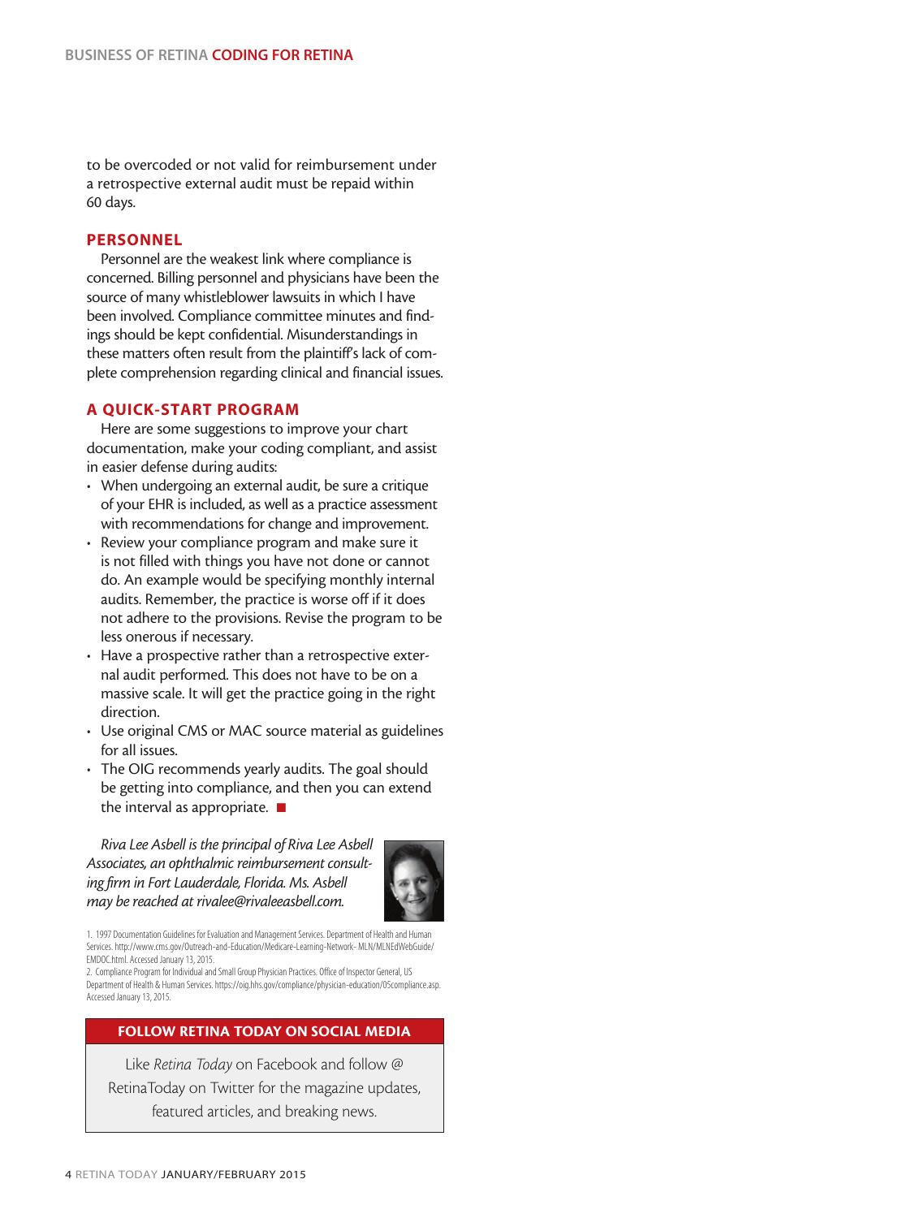to be overcoded or not valid for reimbursement under a retrospective external audit must be repaid within 60 days.

## PERSONNEL

Personnel are the weakest link where compliance is concerned. Billing personnel and physicians have been the source of many whistleblower lawsuits in which I have been involved. Compliance committee minutes and findings should be kept confidential. Misunderstandings in these matters often result from the plaintiff's lack of complete comprehension regarding clinical and financial issues.

## A QUICK-START PROGRAM

Here are some suggestions to improve your chart documentation, make your coding compliant, and assist in easier defense during audits:

- When undergoing an external audit, be sure a critique of your EHR is included, as well as a practice assessment with recommendations for change and improvement.
- Review your compliance program and make sure it is not filled with things you have not done or cannot do. An example would be specifying monthly internal audits. Remember, the practice is worse off if it does not adhere to the provisions. Revise the program to be less onerous if necessary.
- Have a prospective rather than a retrospective external audit performed. This does not have to be on a massive scale. It will get the practice going in the right direction.
- Use original CMS or MAC source material as guidelines for all issues.
- The OIG recommends yearly audits. The goal should be getting into compliance, and then you can extend the interval as appropriate. ■

*Riva Lee Asbell is the principal of Riva Lee Asbell Associates, an ophthalmic reimbursement consulting firm in Fort Lauderdale, Florida. Ms. Asbell may be reached at rivalee@rivaleeasbell.com.*

1. 1997 Documentation Guidelines for Evaluation and Management Services. Department of Health and Human Services. http://www.cms.gov/Outreach-and-Education/Medicare-Learning-Network- MLN/MLNEdWebGuide/EMDOC.html. Accessed January 13, 2015.
2. Compliance Program for Individual and Small Group Physician Practices. Office of Inspector General, US Department of Health & Human Services. https://oig.hhs.gov/compliance/physician-education/05compliance.asp. Accessed January 13, 2015.

**FOLLOW RETINA TODAY ON SOCIAL MEDIA**

Like *Retina Today* on Facebook and follow @RetinaToday on Twitter for the magazine updates, featured articles, and breaking news.